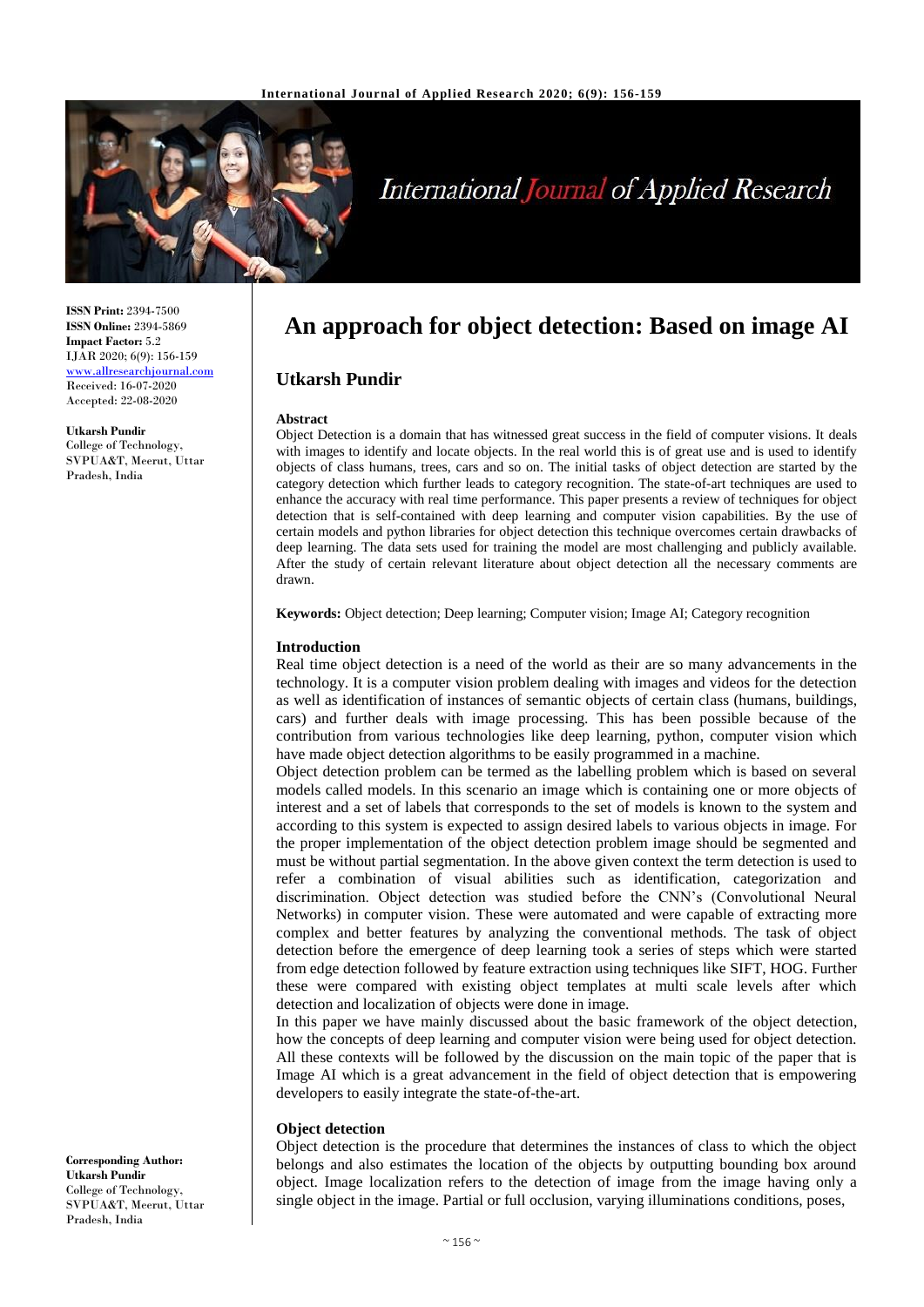**ISSN Print:** 2394-7500
**ISSN Online:** 2394-5869
**Impact Factor:** 5.2
IJAR 2020; 6(9): 156-159
www.allresearchjournal.com
Received: 16-07-2020
Accepted: 22-08-2020

**Utkarsh Pundir**
College of Technology, SVPUA&T, Meerut, Uttar Pradesh, India

**Corresponding Author:**
**Utkarsh Pundir**
College of Technology, SVPUA&T, Meerut, Uttar Pradesh, India

# An approach for object detection: Based on image AI

## Utkarsh Pundir

### Abstract

Object Detection is a domain that has witnessed great success in the field of computer visions. It deals with images to identify and locate objects. In the real world this is of great use and is used to identify objects of class humans, trees, cars and so on. The initial tasks of object detection are started by the category detection which further leads to category recognition. The state-of-art techniques are used to enhance the accuracy with real time performance. This paper presents a review of techniques for object detection that is self-contained with deep learning and computer vision capabilities. By the use of certain models and python libraries for object detection this technique overcomes certain drawbacks of deep learning. The data sets used for training the model are most challenging and publicly available. After the study of certain relevant literature about object detection all the necessary comments are drawn.

**Keywords:** Object detection; Deep learning; Computer vision; Image AI; Category recognition

### Introduction

Real time object detection is a need of the world as their are so many advancements in the technology. It is a computer vision problem dealing with images and videos for the detection as well as identification of instances of semantic objects of certain class (humans, buildings, cars) and further deals with image processing. This has been possible because of the contribution from various technologies like deep learning, python, computer vision which have made object detection algorithms to be easily programmed in a machine.

Object detection problem can be termed as the labelling problem which is based on several models called models. In this scenario an image which is containing one or more objects of interest and a set of labels that corresponds to the set of models is known to the system and according to this system is expected to assign desired labels to various objects in image. For the proper implementation of the object detection problem image should be segmented and must be without partial segmentation. In the above given context the term detection is used to refer a combination of visual abilities such as identification, categorization and discrimination. Object detection was studied before the CNN's (Convolutional Neural Networks) in computer vision. These were automated and were capable of extracting more complex and better features by analyzing the conventional methods. The task of object detection before the emergence of deep learning took a series of steps which were started from edge detection followed by feature extraction using techniques like SIFT, HOG. Further these were compared with existing object templates at multi scale levels after which detection and localization of objects were done in image.

In this paper we have mainly discussed about the basic framework of the object detection, how the concepts of deep learning and computer vision were being used for object detection. All these contexts will be followed by the discussion on the main topic of the paper that is Image AI which is a great advancement in the field of object detection that is empowering developers to easily integrate the state-of-the-art.

### Object detection

Object detection is the procedure that determines the instances of class to which the object belongs and also estimates the location of the objects by outputting bounding box around object. Image localization refers to the detection of image from the image having only a single object in the image. Partial or full occlusion, varying illuminations conditions, poses,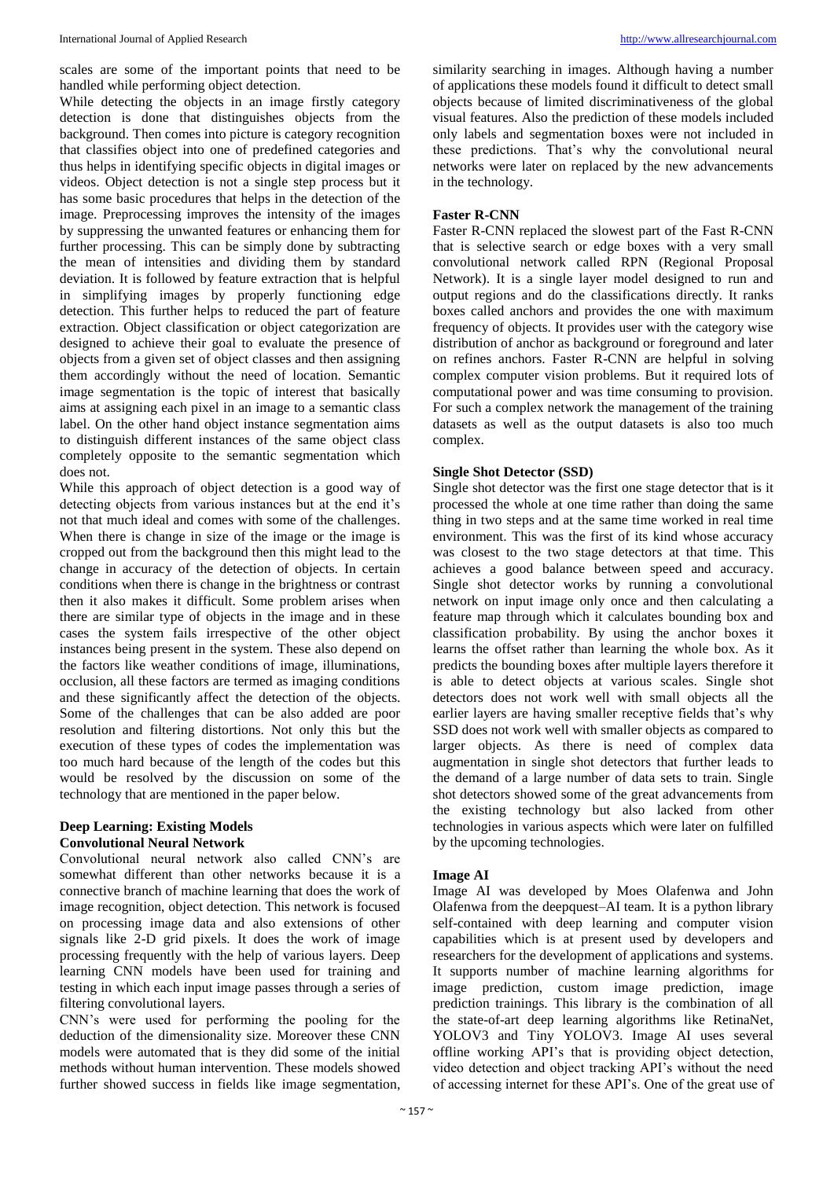scales are some of the important points that need to be handled while performing object detection.

While detecting the objects in an image firstly category detection is done that distinguishes objects from the background. Then comes into picture is category recognition that classifies object into one of predefined categories and thus helps in identifying specific objects in digital images or videos. Object detection is not a single step process but it has some basic procedures that helps in the detection of the image. Preprocessing improves the intensity of the images by suppressing the unwanted features or enhancing them for further processing. This can be simply done by subtracting the mean of intensities and dividing them by standard deviation. It is followed by feature extraction that is helpful in simplifying images by properly functioning edge detection. This further helps to reduced the part of feature extraction. Object classification or object categorization are designed to achieve their goal to evaluate the presence of objects from a given set of object classes and then assigning them accordingly without the need of location. Semantic image segmentation is the topic of interest that basically aims at assigning each pixel in an image to a semantic class label. On the other hand object instance segmentation aims to distinguish different instances of the same object class completely opposite to the semantic segmentation which does not.

While this approach of object detection is a good way of detecting objects from various instances but at the end it's not that much ideal and comes with some of the challenges. When there is change in size of the image or the image is cropped out from the background then this might lead to the change in accuracy of the detection of objects. In certain conditions when there is change in the brightness or contrast then it also makes it difficult. Some problem arises when there are similar type of objects in the image and in these cases the system fails irrespective of the other object instances being present in the system. These also depend on the factors like weather conditions of image, illuminations, occlusion, all these factors are termed as imaging conditions and these significantly affect the detection of the objects. Some of the challenges that can be also added are poor resolution and filtering distortions. Not only this but the execution of these types of codes the implementation was too much hard because of the length of the codes but this would be resolved by the discussion on some of the technology that are mentioned in the paper below.

## Deep Learning: Existing Models

### Convolutional Neural Network

Convolutional neural network also called CNN's are somewhat different than other networks because it is a connective branch of machine learning that does the work of image recognition, object detection. This network is focused on processing image data and also extensions of other signals like 2-D grid pixels. It does the work of image processing frequently with the help of various layers. Deep learning CNN models have been used for training and testing in which each input image passes through a series of filtering convolutional layers.

CNN's were used for performing the pooling for the deduction of the dimensionality size. Moreover these CNN models were automated that is they did some of the initial methods without human intervention. These models showed further showed success in fields like image segmentation, similarity searching in images. Although having a number of applications these models found it difficult to detect small objects because of limited discriminativeness of the global visual features. Also the prediction of these models included only labels and segmentation boxes were not included in these predictions. That's why the convolutional neural networks were later on replaced by the new advancements in the technology.

### Faster R-CNN

Faster R-CNN replaced the slowest part of the Fast R-CNN that is selective search or edge boxes with a very small convolutional network called RPN (Regional Proposal Network). It is a single layer model designed to run and output regions and do the classifications directly. It ranks boxes called anchors and provides the one with maximum frequency of objects. It provides user with the category wise distribution of anchor as background or foreground and later on refines anchors. Faster R-CNN are helpful in solving complex computer vision problems. But it required lots of computational power and was time consuming to provision. For such a complex network the management of the training datasets as well as the output datasets is also too much complex.

### Single Shot Detector (SSD)

Single shot detector was the first one stage detector that is it processed the whole at one time rather than doing the same thing in two steps and at the same time worked in real time environment. This was the first of its kind whose accuracy was closest to the two stage detectors at that time. This achieves a good balance between speed and accuracy. Single shot detector works by running a convolutional network on input image only once and then calculating a feature map through which it calculates bounding box and classification probability. By using the anchor boxes it learns the offset rather than learning the whole box. As it predicts the bounding boxes after multiple layers therefore it is able to detect objects at various scales. Single shot detectors does not work well with small objects all the earlier layers are having smaller receptive fields that's why SSD does not work well with smaller objects as compared to larger objects. As there is need of complex data augmentation in single shot detectors that further leads to the demand of a large number of data sets to train. Single shot detectors showed some of the great advancements from the existing technology but also lacked from other technologies in various aspects which were later on fulfilled by the upcoming technologies.

### Image AI

Image AI was developed by Moes Olafenwa and John Olafenwa from the deepquest–AI team. It is a python library self-contained with deep learning and computer vision capabilities which is at present used by developers and researchers for the development of applications and systems. It supports number of machine learning algorithms for image prediction, custom image prediction, image prediction trainings. This library is the combination of all the state-of-art deep learning algorithms like RetinaNet, YOLOV3 and Tiny YOLOV3. Image AI uses several offline working API's that is providing object detection, video detection and object tracking API's without the need of accessing internet for these API's. One of the great use of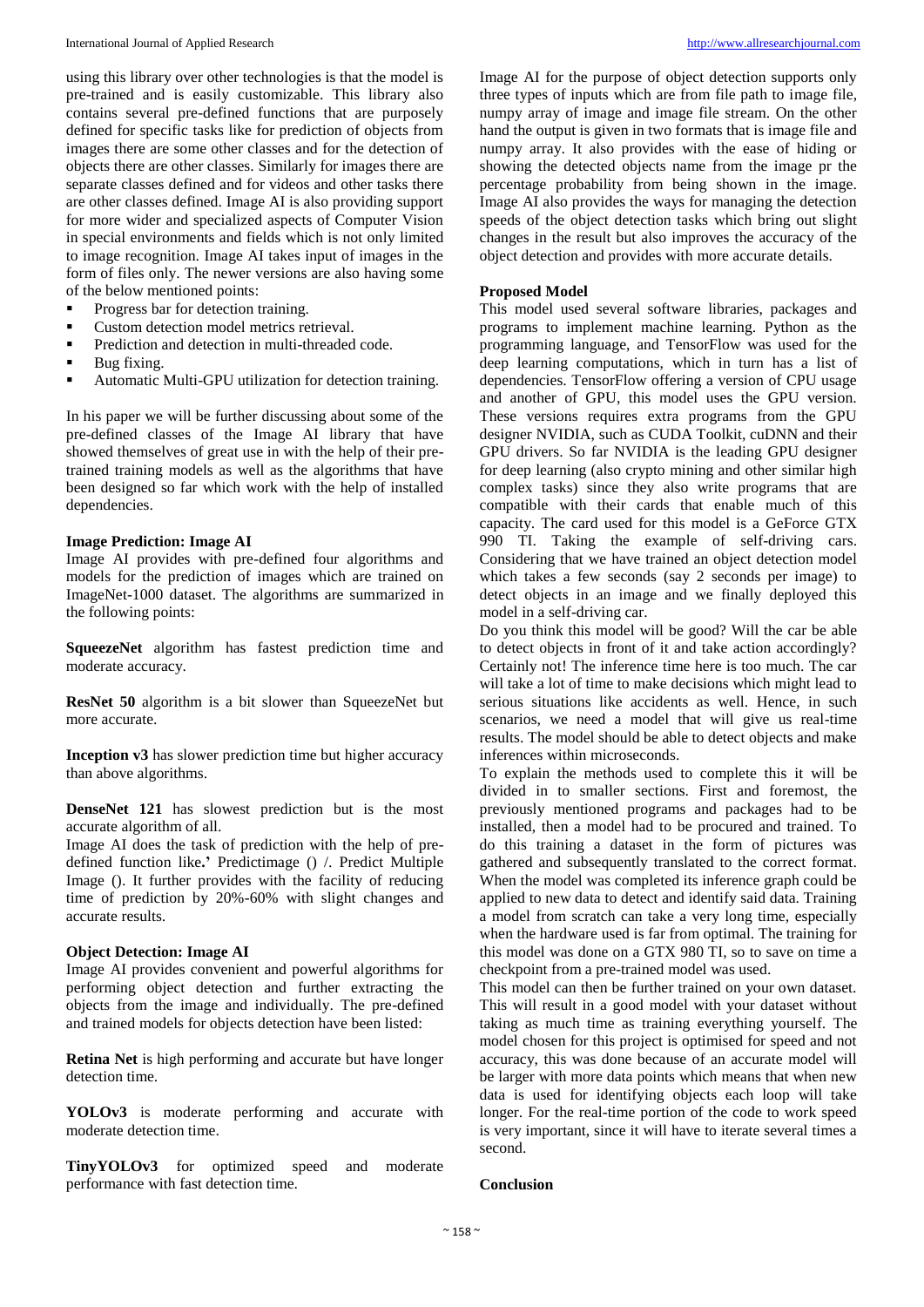using this library over other technologies is that the model is pre-trained and is easily customizable. This library also contains several pre-defined functions that are purposely defined for specific tasks like for prediction of objects from images there are some other classes and for the detection of objects there are other classes. Similarly for images there are separate classes defined and for videos and other tasks there are other classes defined. Image AI is also providing support for more wider and specialized aspects of Computer Vision in special environments and fields which is not only limited to image recognition. Image AI takes input of images in the form of files only. The newer versions are also having some of the below mentioned points:

- Progress bar for detection training.
- Custom detection model metrics retrieval.
- Prediction and detection in multi-threaded code.
- Bug fixing.
- Automatic Multi-GPU utilization for detection training.

In his paper we will be further discussing about some of the pre-defined classes of the Image AI library that have showed themselves of great use in with the help of their pre-trained training models as well as the algorithms that have been designed so far which work with the help of installed dependencies.

**Image Prediction: Image AI**

Image AI provides with pre-defined four algorithms and models for the prediction of images which are trained on ImageNet-1000 dataset. The algorithms are summarized in the following points:

**SqueezeNet** algorithm has fastest prediction time and moderate accuracy.

**ResNet 50** algorithm is a bit slower than SqueezeNet but more accurate.

**Inception v3** has slower prediction time but higher accuracy than above algorithms.

**DenseNet 121** has slowest prediction but is the most accurate algorithm of all.

Image AI does the task of prediction with the help of pre-defined function like**.'** Predictimage () /. Predict Multiple Image (). It further provides with the facility of reducing time of prediction by 20%-60% with slight changes and accurate results.

**Object Detection: Image AI**

Image AI provides convenient and powerful algorithms for performing object detection and further extracting the objects from the image and individually. The pre-defined and trained models for objects detection have been listed:

**Retina Net** is high performing and accurate but have longer detection time.

**YOLOv3** is moderate performing and accurate with moderate detection time.

**TinyYOLOv3** for optimized speed and moderate performance with fast detection time.

Image AI for the purpose of object detection supports only three types of inputs which are from file path to image file, numpy array of image and image file stream. On the other hand the output is given in two formats that is image file and numpy array. It also provides with the ease of hiding or showing the detected objects name from the image pr the percentage probability from being shown in the image. Image AI also provides the ways for managing the detection speeds of the object detection tasks which bring out slight changes in the result but also improves the accuracy of the object detection and provides with more accurate details.

**Proposed Model**

This model used several software libraries, packages and programs to implement machine learning. Python as the programming language, and TensorFlow was used for the deep learning computations, which in turn has a list of dependencies. TensorFlow offering a version of CPU usage and another of GPU, this model uses the GPU version. These versions requires extra programs from the GPU designer NVIDIA, such as CUDA Toolkit, cuDNN and their GPU drivers. So far NVIDIA is the leading GPU designer for deep learning (also crypto mining and other similar high complex tasks) since they also write programs that are compatible with their cards that enable much of this capacity. The card used for this model is a GeForce GTX 990 TI. Taking the example of self-driving cars. Considering that we have trained an object detection model which takes a few seconds (say 2 seconds per image) to detect objects in an image and we finally deployed this model in a self-driving car.

Do you think this model will be good? Will the car be able to detect objects in front of it and take action accordingly? Certainly not! The inference time here is too much. The car will take a lot of time to make decisions which might lead to serious situations like accidents as well. Hence, in such scenarios, we need a model that will give us real-time results. The model should be able to detect objects and make inferences within microseconds.

To explain the methods used to complete this it will be divided in to smaller sections. First and foremost, the previously mentioned programs and packages had to be installed, then a model had to be procured and trained. To do this training a dataset in the form of pictures was gathered and subsequently translated to the correct format. When the model was completed its inference graph could be applied to new data to detect and identify said data. Training a model from scratch can take a very long time, especially when the hardware used is far from optimal. The training for this model was done on a GTX 980 TI, so to save on time a checkpoint from a pre-trained model was used.

This model can then be further trained on your own dataset. This will result in a good model with your dataset without taking as much time as training everything yourself. The model chosen for this project is optimised for speed and not accuracy, this was done because of an accurate model will be larger with more data points which means that when new data is used for identifying objects each loop will take longer. For the real-time portion of the code to work speed is very important, since it will have to iterate several times a second.

**Conclusion**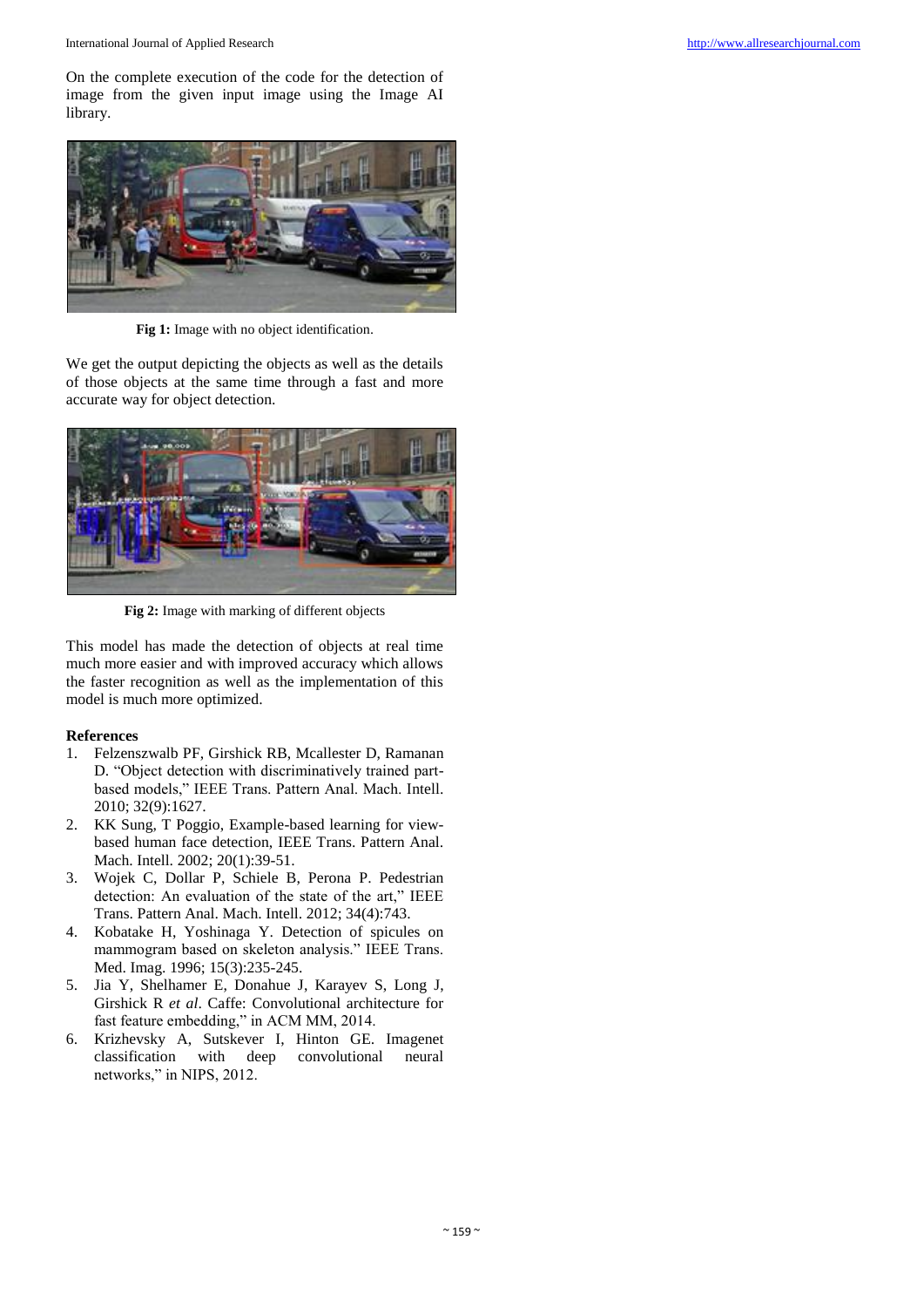On the complete execution of the code for the detection of image from the given input image using the Image AI library.

**Fig 1:** Image with no object identification.

We get the output depicting the objects as well as the details of those objects at the same time through a fast and more accurate way for object detection.

**Fig 2:** Image with marking of different objects

This model has made the detection of objects at real time much more easier and with improved accuracy which allows the faster recognition as well as the implementation of this model is much more optimized.

**References**

1. Felzenszwalb PF, Girshick RB, Mcallester D, Ramanan D. "Object detection with discriminatively trained part-based models," IEEE Trans. Pattern Anal. Mach. Intell. 2010; 32(9):1627.
2. KK Sung, T Poggio, Example-based learning for view-based human face detection, IEEE Trans. Pattern Anal. Mach. Intell. 2002; 20(1):39-51.
3. Wojek C, Dollar P, Schiele B, Perona P. Pedestrian detection: An evaluation of the state of the art," IEEE Trans. Pattern Anal. Mach. Intell. 2012; 34(4):743.
4. Kobatake H, Yoshinaga Y. Detection of spicules on mammogram based on skeleton analysis." IEEE Trans. Med. Imag. 1996; 15(3):235-245.
5. Jia Y, Shelhamer E, Donahue J, Karayev S, Long J, Girshick R *et al*. Caffe: Convolutional architecture for fast feature embedding," in ACM MM, 2014.
6. Krizhevsky A, Sutskever I, Hinton GE. Imagenet classification with deep convolutional neural networks," in NIPS, 2012.